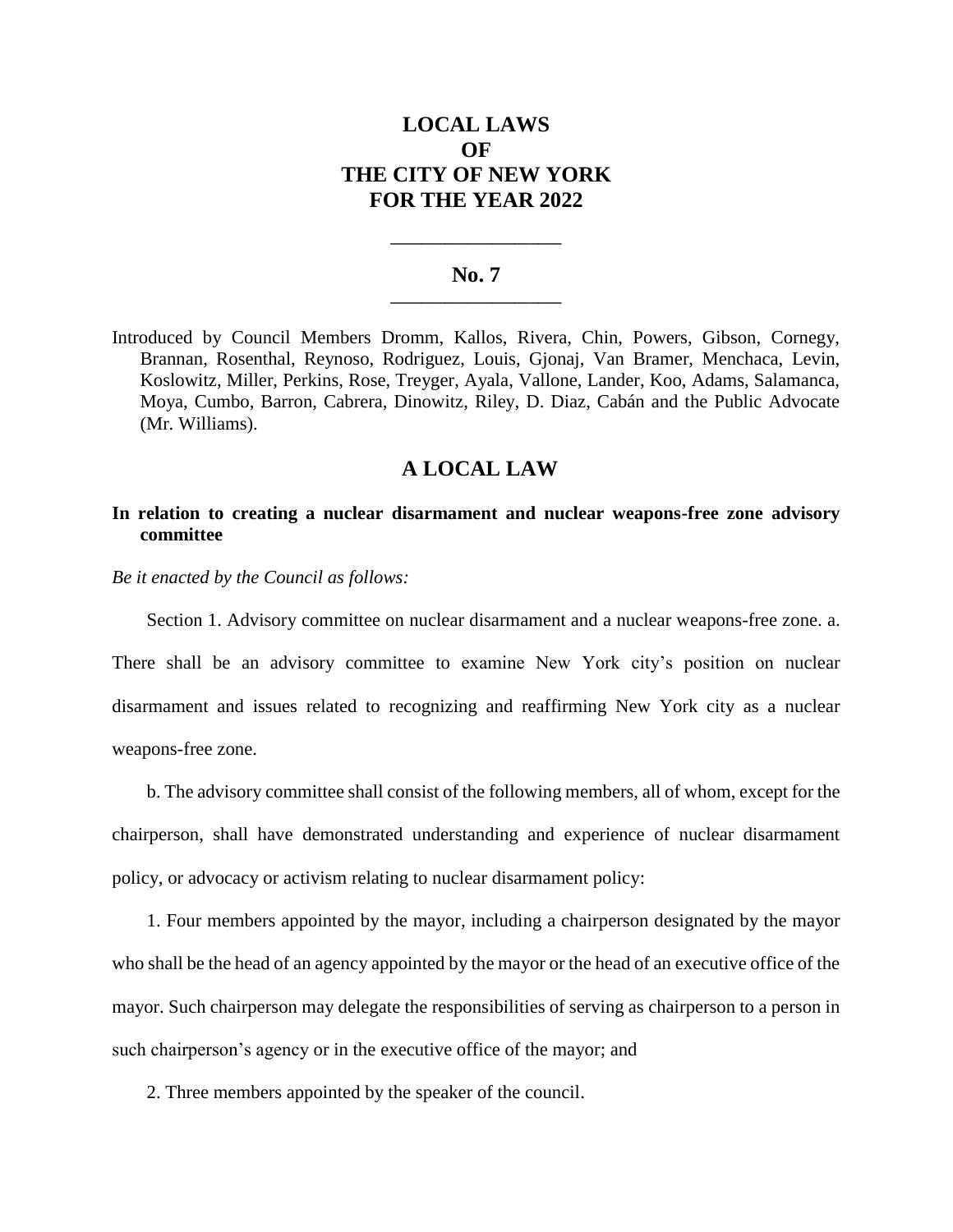# LOCAL LAWS
# OF
# THE CITY OF NEW YORK
# FOR THE YEAR 2022

---

## No. 7

---

Introduced by Council Members Dromm, Kallos, Rivera, Chin, Powers, Gibson, Cornegy, Brannan, Rosenthal, Reynoso, Rodriguez, Louis, Gjonaj, Van Bramer, Menchaca, Levin, Koslowitz, Miller, Perkins, Rose, Treyger, Ayala, Vallone, Lander, Koo, Adams, Salamanca, Moya, Cumbo, Barron, Cabrera, Dinowitz, Riley, D. Diaz, Cabán and the Public Advocate (Mr. Williams).

## A LOCAL LAW

**In relation to creating a nuclear disarmament and nuclear weapons-free zone advisory committee**

*Be it enacted by the Council as follows:*

Section 1. Advisory committee on nuclear disarmament and a nuclear weapons-free zone. a. There shall be an advisory committee to examine New York city's position on nuclear disarmament and issues related to recognizing and reaffirming New York city as a nuclear weapons-free zone.

b. The advisory committee shall consist of the following members, all of whom, except for the chairperson, shall have demonstrated understanding and experience of nuclear disarmament policy, or advocacy or activism relating to nuclear disarmament policy:

1. Four members appointed by the mayor, including a chairperson designated by the mayor who shall be the head of an agency appointed by the mayor or the head of an executive office of the mayor. Such chairperson may delegate the responsibilities of serving as chairperson to a person in such chairperson's agency or in the executive office of the mayor; and

2. Three members appointed by the speaker of the council.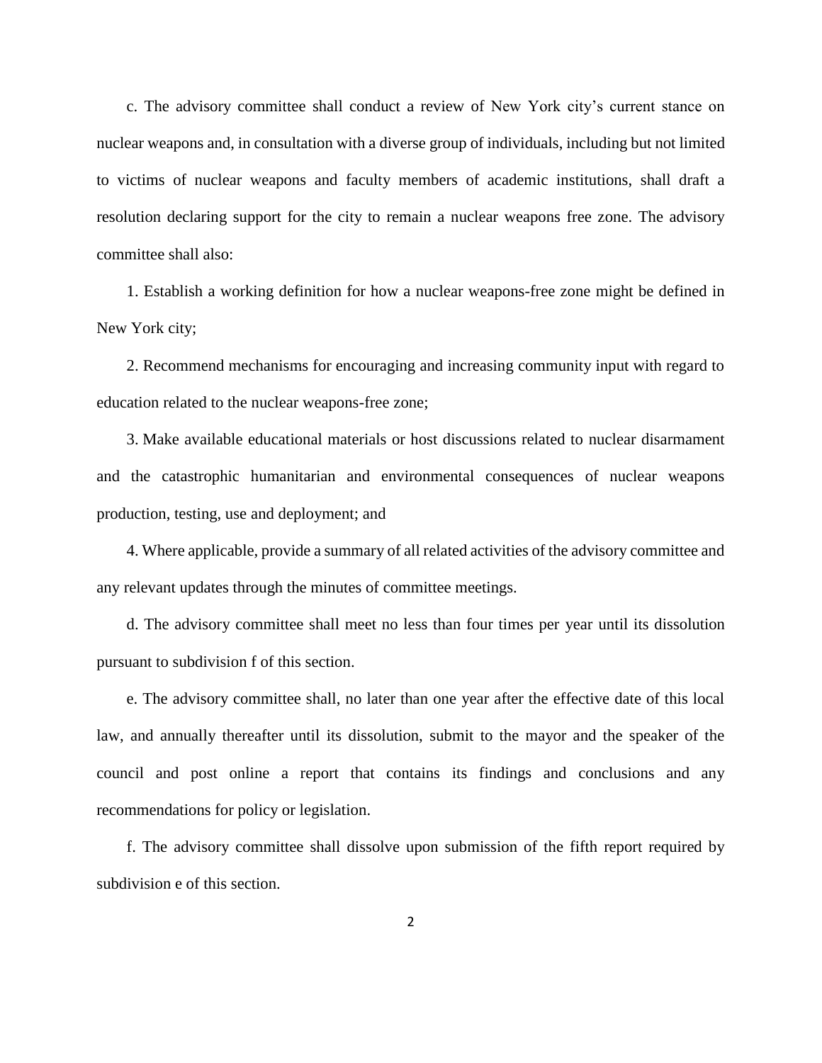c. The advisory committee shall conduct a review of New York city's current stance on nuclear weapons and, in consultation with a diverse group of individuals, including but not limited to victims of nuclear weapons and faculty members of academic institutions, shall draft a resolution declaring support for the city to remain a nuclear weapons free zone. The advisory committee shall also:

1. Establish a working definition for how a nuclear weapons-free zone might be defined in New York city;

2. Recommend mechanisms for encouraging and increasing community input with regard to education related to the nuclear weapons-free zone;

3. Make available educational materials or host discussions related to nuclear disarmament and the catastrophic humanitarian and environmental consequences of nuclear weapons production, testing, use and deployment; and

4. Where applicable, provide a summary of all related activities of the advisory committee and any relevant updates through the minutes of committee meetings.

d. The advisory committee shall meet no less than four times per year until its dissolution pursuant to subdivision f of this section.

e. The advisory committee shall, no later than one year after the effective date of this local law, and annually thereafter until its dissolution, submit to the mayor and the speaker of the council and post online a report that contains its findings and conclusions and any recommendations for policy or legislation.

f. The advisory committee shall dissolve upon submission of the fifth report required by subdivision e of this section.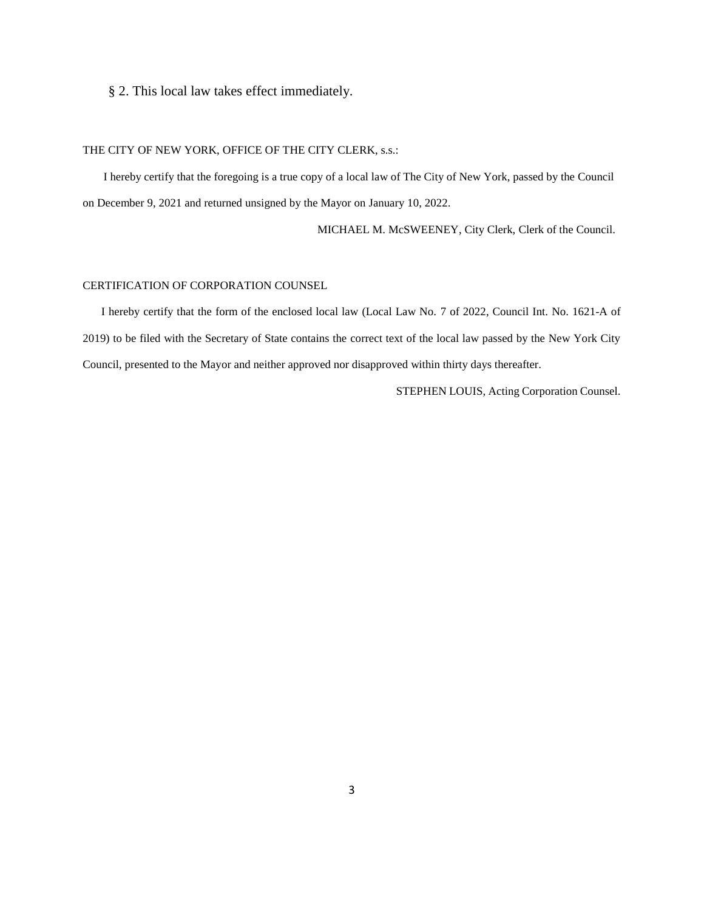§ 2. This local law takes effect immediately.

THE CITY OF NEW YORK, OFFICE OF THE CITY CLERK, s.s.:

I hereby certify that the foregoing is a true copy of a local law of The City of New York, passed by the Council on December 9, 2021 and returned unsigned by the Mayor on January 10, 2022.

MICHAEL M. McSWEENEY, City Clerk, Clerk of the Council.

CERTIFICATION OF CORPORATION COUNSEL

I hereby certify that the form of the enclosed local law (Local Law No. 7 of 2022, Council Int. No. 1621-A of 2019) to be filed with the Secretary of State contains the correct text of the local law passed by the New York City Council, presented to the Mayor and neither approved nor disapproved within thirty days thereafter.

STEPHEN LOUIS, Acting Corporation Counsel.